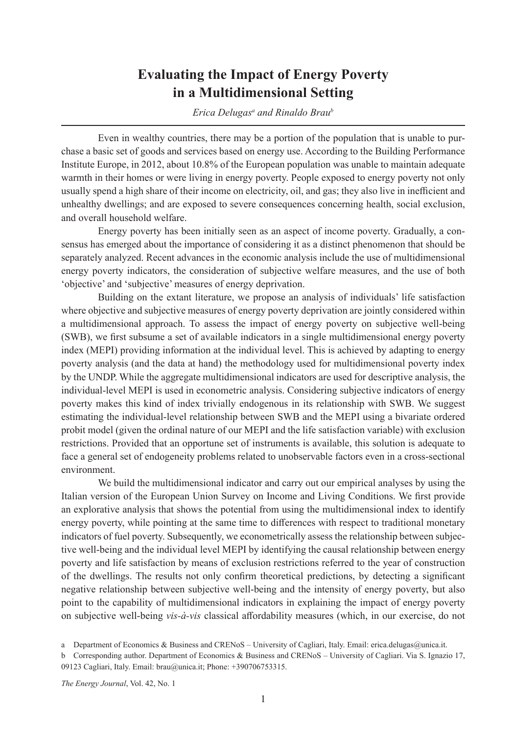# Evaluating the Impact of Energy Poverty in a Multidimensional Setting

*Erica Delugas[a] and Rinaldo Brau[b]*

Even in wealthy countries, there may be a portion of the population that is unable to purchase a basic set of goods and services based on energy use. According to the Building Performance Institute Europe, in 2012, about 10.8% of the European population was unable to maintain adequate warmth in their homes or were living in energy poverty. People exposed to energy poverty not only usually spend a high share of their income on electricity, oil, and gas; they also live in inefficient and unhealthy dwellings; and are exposed to severe consequences concerning health, social exclusion, and overall household welfare.

Energy poverty has been initially seen as an aspect of income poverty. Gradually, a consensus has emerged about the importance of considering it as a distinct phenomenon that should be separately analyzed. Recent advances in the economic analysis include the use of multidimensional energy poverty indicators, the consideration of subjective welfare measures, and the use of both 'objective' and 'subjective' measures of energy deprivation.

Building on the extant literature, we propose an analysis of individuals' life satisfaction where objective and subjective measures of energy poverty deprivation are jointly considered within a multidimensional approach. To assess the impact of energy poverty on subjective well-being (SWB), we first subsume a set of available indicators in a single multidimensional energy poverty index (MEPI) providing information at the individual level. This is achieved by adapting to energy poverty analysis (and the data at hand) the methodology used for multidimensional poverty index by the UNDP. While the aggregate multidimensional indicators are used for descriptive analysis, the individual-level MEPI is used in econometric analysis. Considering subjective indicators of energy poverty makes this kind of index trivially endogenous in its relationship with SWB. We suggest estimating the individual-level relationship between SWB and the MEPI using a bivariate ordered probit model (given the ordinal nature of our MEPI and the life satisfaction variable) with exclusion restrictions. Provided that an opportune set of instruments is available, this solution is adequate to face a general set of endogeneity problems related to unobservable factors even in a cross-sectional environment.

We build the multidimensional indicator and carry out our empirical analyses by using the Italian version of the European Union Survey on Income and Living Conditions. We first provide an explorative analysis that shows the potential from using the multidimensional index to identify energy poverty, while pointing at the same time to differences with respect to traditional monetary indicators of fuel poverty. Subsequently, we econometrically assess the relationship between subjective well-being and the individual level MEPI by identifying the causal relationship between energy poverty and life satisfaction by means of exclusion restrictions referred to the year of construction of the dwellings. The results not only confirm theoretical predictions, by detecting a significant negative relationship between subjective well-being and the intensity of energy poverty, but also point to the capability of multidimensional indicators in explaining the impact of energy poverty on subjective well-being *vis-à-vis* classical affordability measures (which, in our exercise, do not

a Department of Economics & Business and CRENoS – University of Cagliari, Italy. Email: erica.delugas@unica.it.

b Corresponding author. Department of Economics & Business and CRENoS – University of Cagliari. Via S. Ignazio 17, 09123 Cagliari, Italy. Email: brau@unica.it; Phone: +390706753315.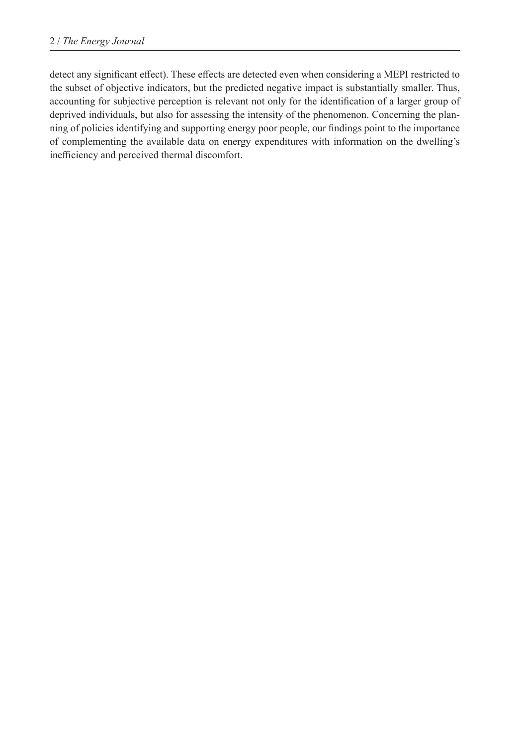detect any significant effect). These effects are detected even when considering a MEPI restricted to the subset of objective indicators, but the predicted negative impact is substantially smaller. Thus, accounting for subjective perception is relevant not only for the identification of a larger group of deprived individuals, but also for assessing the intensity of the phenomenon. Concerning the planning of policies identifying and supporting energy poor people, our findings point to the importance of complementing the available data on energy expenditures with information on the dwelling's inefficiency and perceived thermal discomfort.